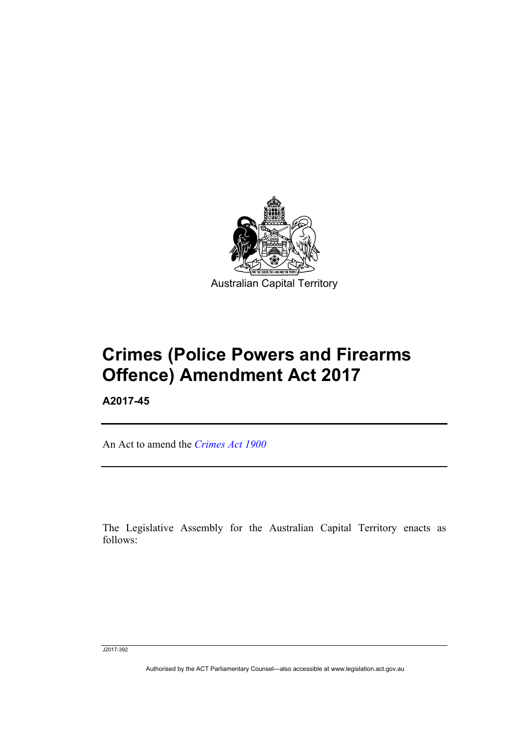Australian Capital Territory

# Crimes (Police Powers and Firearms Offence) Amendment Act 2017

**A2017-45**

An Act to amend the *Crimes Act 1900*

The Legislative Assembly for the Australian Capital Territory enacts as follows:

J2017-392

Authorised by the ACT Parliamentary Counsel—also accessible at www.legislation.act.gov.au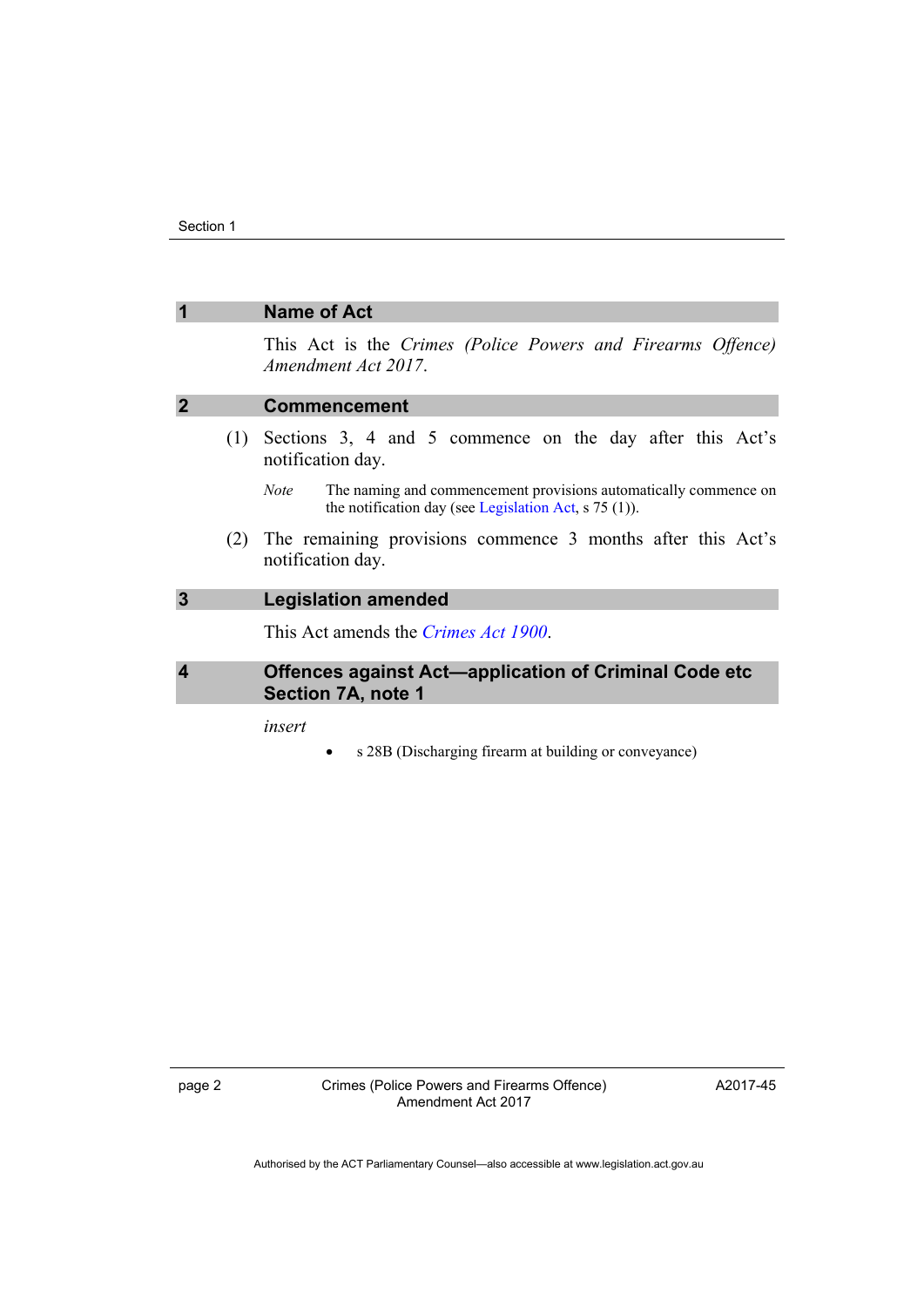## 1 Name of Act

This Act is the *Crimes (Police Powers and Firearms Offence) Amendment Act 2017*.

## 2 Commencement

(1) Sections 3, 4 and 5 commence on the day after this Act's notification day.

*Note* The naming and commencement provisions automatically commence on the notification day (see Legislation Act, s 75 (1)).

(2) The remaining provisions commence 3 months after this Act's notification day.

## 3 Legislation amended

This Act amends the *Crimes Act 1900*.

## 4 Offences against Act—application of Criminal Code etc Section 7A, note 1

*insert*

- s 28B (Discharging firearm at building or conveyance)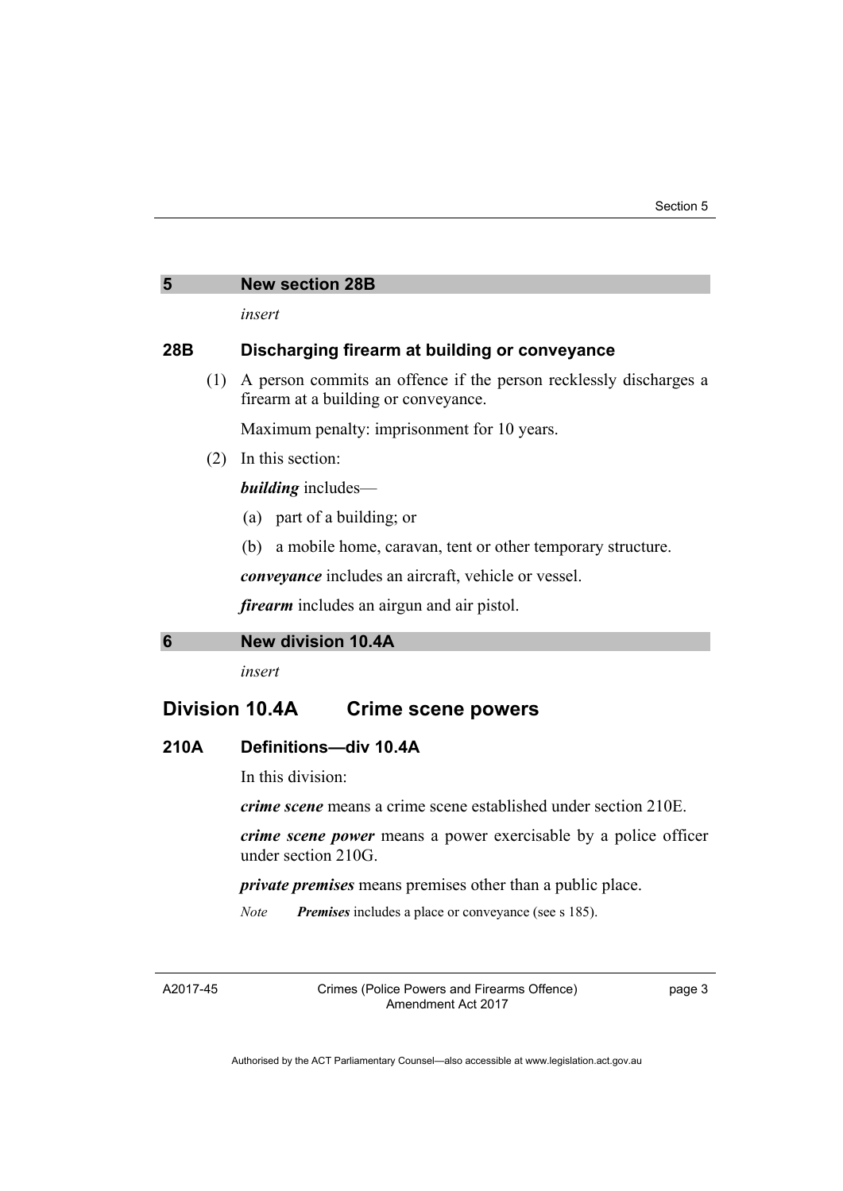## 5 New section 28B

*insert*

### 28B Discharging firearm at building or conveyance

(1) A person commits an offence if the person recklessly discharges a firearm at a building or conveyance.

Maximum penalty: imprisonment for 10 years.

(2) In this section:

***building*** includes—

(a) part of a building; or

(b) a mobile home, caravan, tent or other temporary structure.

***conveyance*** includes an aircraft, vehicle or vessel.

***firearm*** includes an airgun and air pistol.

## 6 New division 10.4A

*insert*

# Division 10.4A Crime scene powers

### 210A Definitions—div 10.4A

In this division:

***crime scene*** means a crime scene established under section 210E.

***crime scene power*** means a power exercisable by a police officer under section 210G.

***private premises*** means premises other than a public place.

*Note* ***Premises*** includes a place or conveyance (see s 185).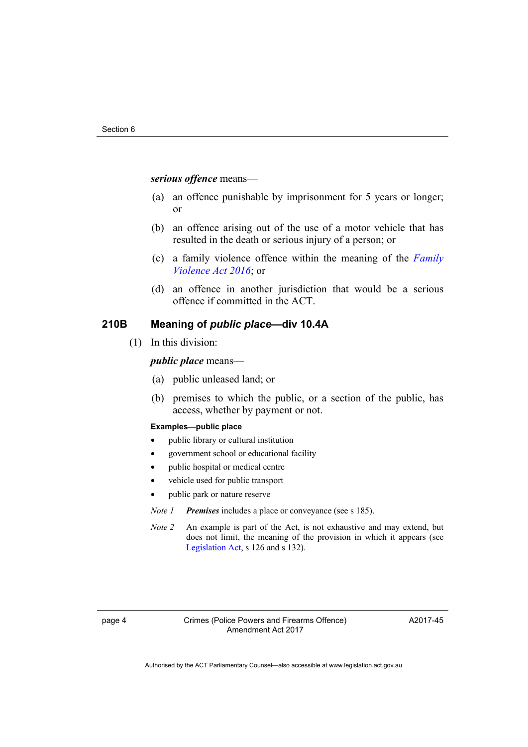***serious offence*** means—

(a) an offence punishable by imprisonment for 5 years or longer; or

(b) an offence arising out of the use of a motor vehicle that has resulted in the death or serious injury of a person; or

(c) a family violence offence within the meaning of the *Family Violence Act 2016*; or

(d) an offence in another jurisdiction that would be a serious offence if committed in the ACT.

### 210B Meaning of *public place*—div 10.4A

(1) In this division:

***public place*** means—

(a) public unleased land; or

(b) premises to which the public, or a section of the public, has access, whether by payment or not.

**Examples—public place**

- public library or cultural institution
- government school or educational facility
- public hospital or medical centre
- vehicle used for public transport
- public park or nature reserve

*Note 1* ***Premises*** includes a place or conveyance (see s 185).

*Note 2* An example is part of the Act, is not exhaustive and may extend, but does not limit, the meaning of the provision in which it appears (see Legislation Act, s 126 and s 132).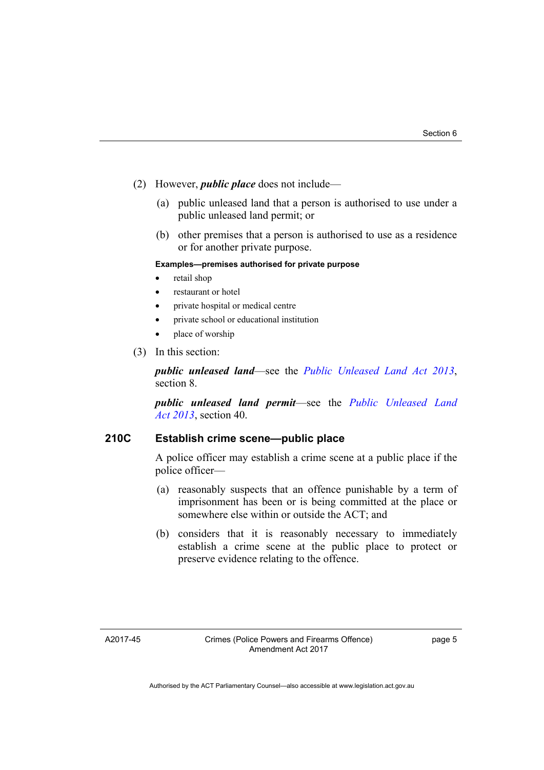(2) However, ***public place*** does not include—

  (a) public unleased land that a person is authorised to use under a public unleased land permit; or

  (b) other premises that a person is authorised to use as a residence or for another private purpose.

**Examples—premises authorised for private purpose**

- retail shop
- restaurant or hotel
- private hospital or medical centre
- private school or educational institution
- place of worship

(3) In this section:

***public unleased land***—see the *Public Unleased Land Act 2013*, section 8.

***public unleased land permit***—see the *Public Unleased Land Act 2013*, section 40.

### 210C Establish crime scene—public place

A police officer may establish a crime scene at a public place if the police officer—

  (a) reasonably suspects that an offence punishable by a term of imprisonment has been or is being committed at the place or somewhere else within or outside the ACT; and

  (b) considers that it is reasonably necessary to immediately establish a crime scene at the public place to protect or preserve evidence relating to the offence.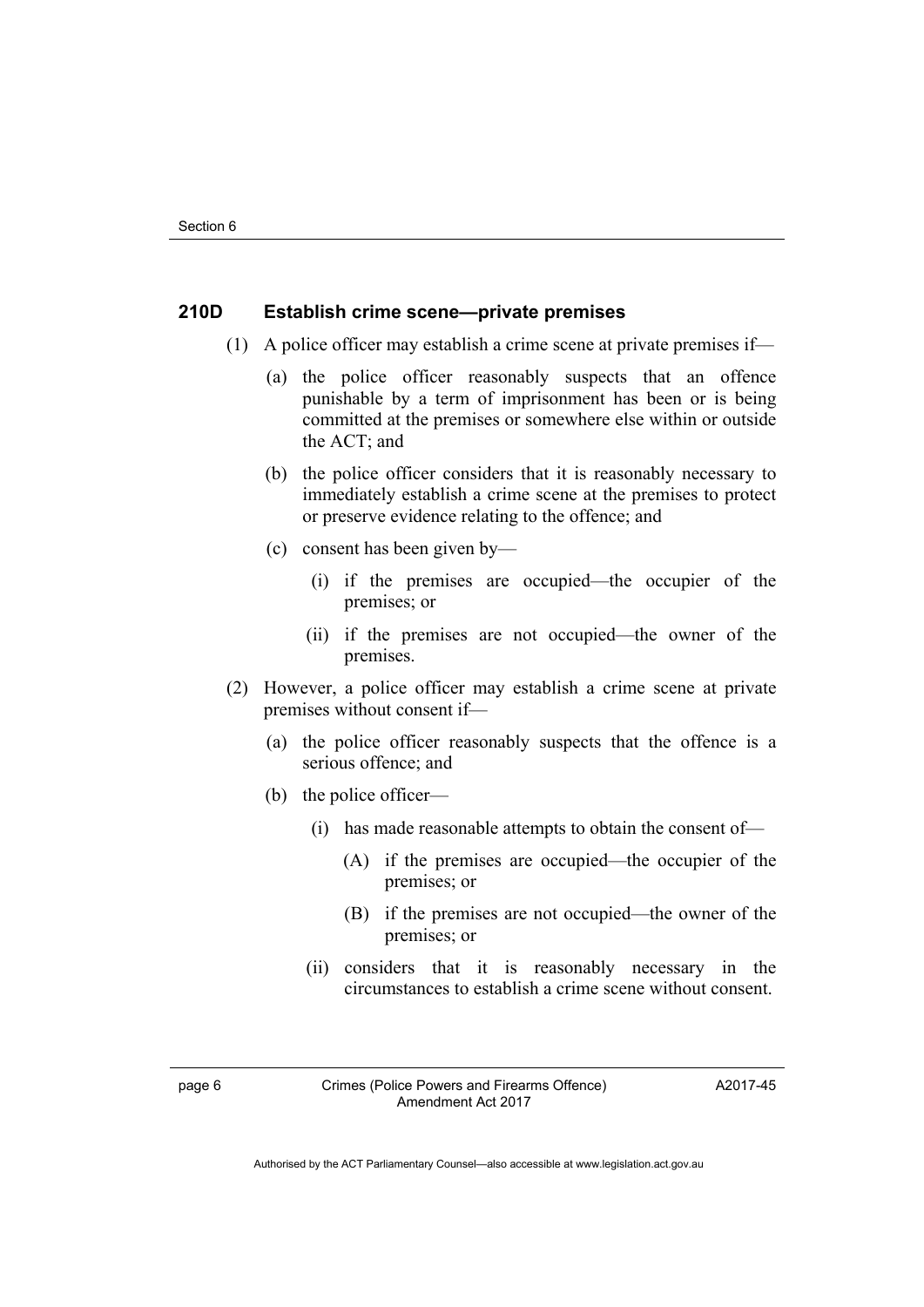### 210D Establish crime scene—private premises

(1) A police officer may establish a crime scene at private premises if—

(a) the police officer reasonably suspects that an offence punishable by a term of imprisonment has been or is being committed at the premises or somewhere else within or outside the ACT; and

(b) the police officer considers that it is reasonably necessary to immediately establish a crime scene at the premises to protect or preserve evidence relating to the offence; and

(c) consent has been given by—

(i) if the premises are occupied—the occupier of the premises; or

(ii) if the premises are not occupied—the owner of the premises.

(2) However, a police officer may establish a crime scene at private premises without consent if—

(a) the police officer reasonably suspects that the offence is a serious offence; and

(b) the police officer—

(i) has made reasonable attempts to obtain the consent of—

(A) if the premises are occupied—the occupier of the premises; or

(B) if the premises are not occupied—the owner of the premises; or

(ii) considers that it is reasonably necessary in the circumstances to establish a crime scene without consent.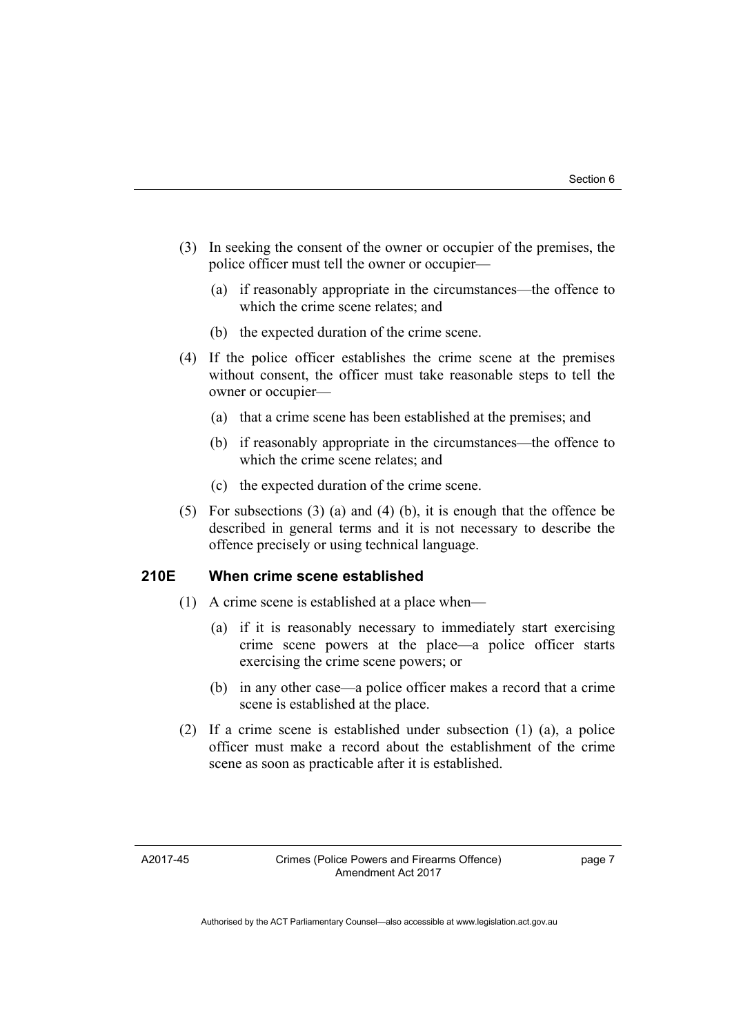(3) In seeking the consent of the owner or occupier of the premises, the police officer must tell the owner or occupier—

(a) if reasonably appropriate in the circumstances—the offence to which the crime scene relates; and

(b) the expected duration of the crime scene.

(4) If the police officer establishes the crime scene at the premises without consent, the officer must take reasonable steps to tell the owner or occupier—

(a) that a crime scene has been established at the premises; and

(b) if reasonably appropriate in the circumstances—the offence to which the crime scene relates; and

(c) the expected duration of the crime scene.

(5) For subsections (3) (a) and (4) (b), it is enough that the offence be described in general terms and it is not necessary to describe the offence precisely or using technical language.

### 210E When crime scene established

(1) A crime scene is established at a place when—

(a) if it is reasonably necessary to immediately start exercising crime scene powers at the place—a police officer starts exercising the crime scene powers; or

(b) in any other case—a police officer makes a record that a crime scene is established at the place.

(2) If a crime scene is established under subsection (1) (a), a police officer must make a record about the establishment of the crime scene as soon as practicable after it is established.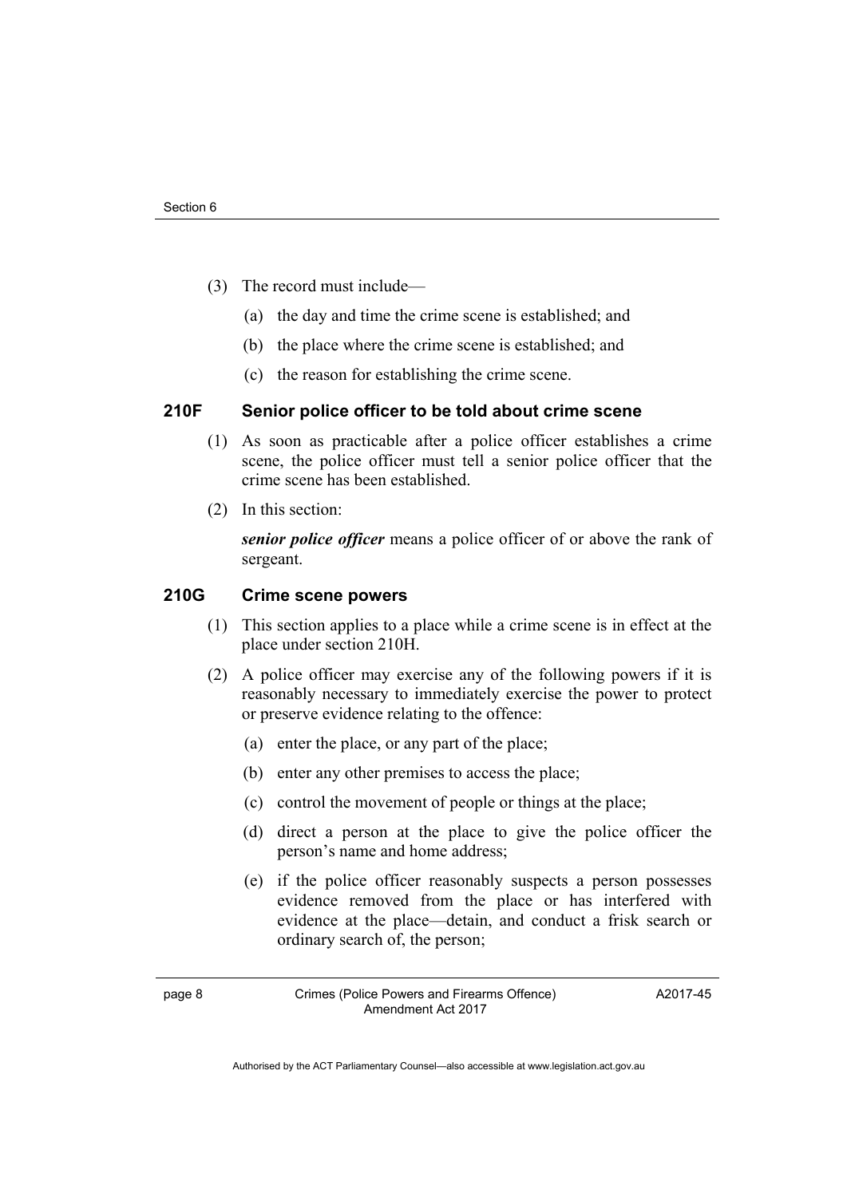(3) The record must include—

(a) the day and time the crime scene is established; and

(b) the place where the crime scene is established; and

(c) the reason for establishing the crime scene.

### 210F Senior police officer to be told about crime scene

(1) As soon as practicable after a police officer establishes a crime scene, the police officer must tell a senior police officer that the crime scene has been established.

(2) In this section:

***senior police officer*** means a police officer of or above the rank of sergeant.

### 210G Crime scene powers

(1) This section applies to a place while a crime scene is in effect at the place under section 210H.

(2) A police officer may exercise any of the following powers if it is reasonably necessary to immediately exercise the power to protect or preserve evidence relating to the offence:

(a) enter the place, or any part of the place;

(b) enter any other premises to access the place;

(c) control the movement of people or things at the place;

(d) direct a person at the place to give the police officer the person's name and home address;

(e) if the police officer reasonably suspects a person possesses evidence removed from the place or has interfered with evidence at the place—detain, and conduct a frisk search or ordinary search of, the person;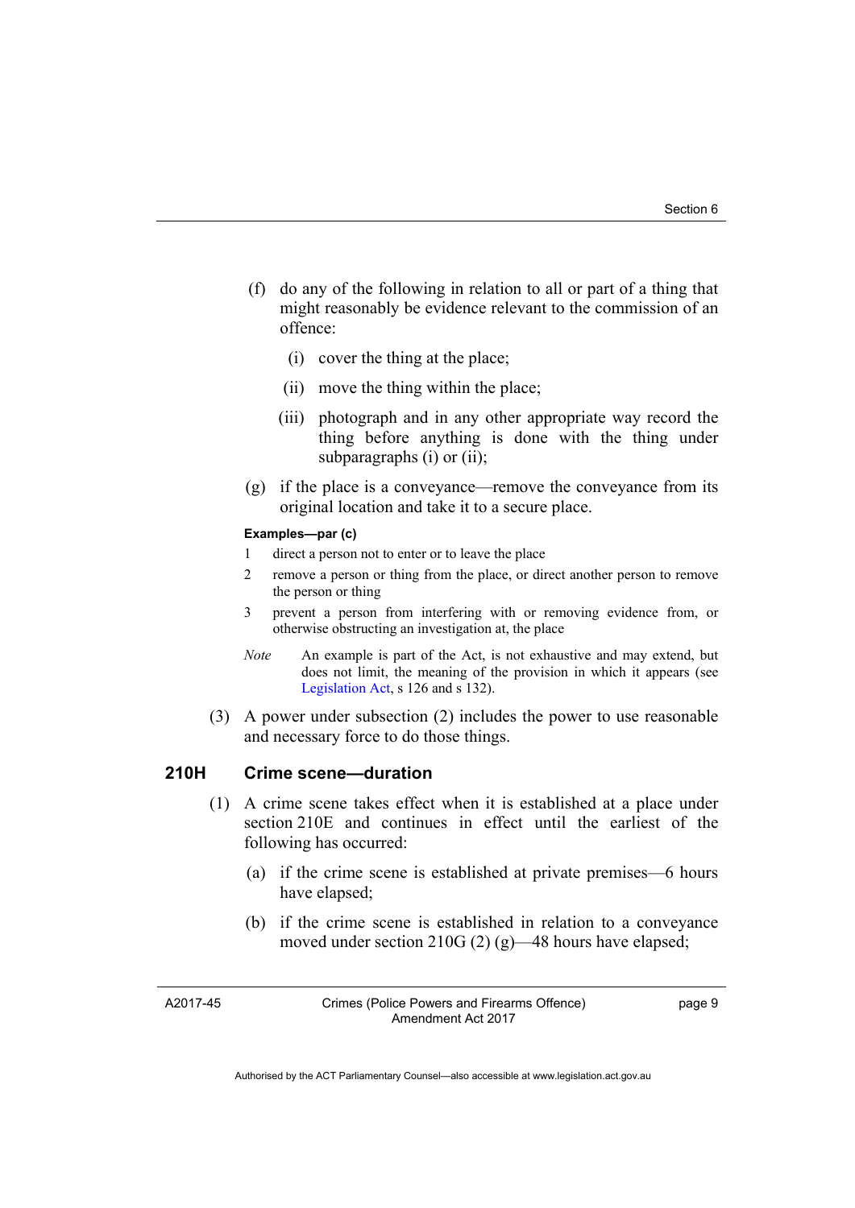(f) do any of the following in relation to all or part of a thing that might reasonably be evidence relevant to the commission of an offence:

   (i) cover the thing at the place;

   (ii) move the thing within the place;

   (iii) photograph and in any other appropriate way record the thing before anything is done with the thing under subparagraphs (i) or (ii);

(g) if the place is a conveyance—remove the conveyance from its original location and take it to a secure place.

**Examples—par (c)**

1 direct a person not to enter or to leave the place

2 remove a person or thing from the place, or direct another person to remove the person or thing

3 prevent a person from interfering with or removing evidence from, or otherwise obstructing an investigation at, the place

*Note* An example is part of the Act, is not exhaustive and may extend, but does not limit, the meaning of the provision in which it appears (see Legislation Act, s 126 and s 132).

(3) A power under subsection (2) includes the power to use reasonable and necessary force to do those things.

### 210H Crime scene—duration

(1) A crime scene takes effect when it is established at a place under section 210E and continues in effect until the earliest of the following has occurred:

   (a) if the crime scene is established at private premises—6 hours have elapsed;

   (b) if the crime scene is established in relation to a conveyance moved under section 210G (2) (g)—48 hours have elapsed;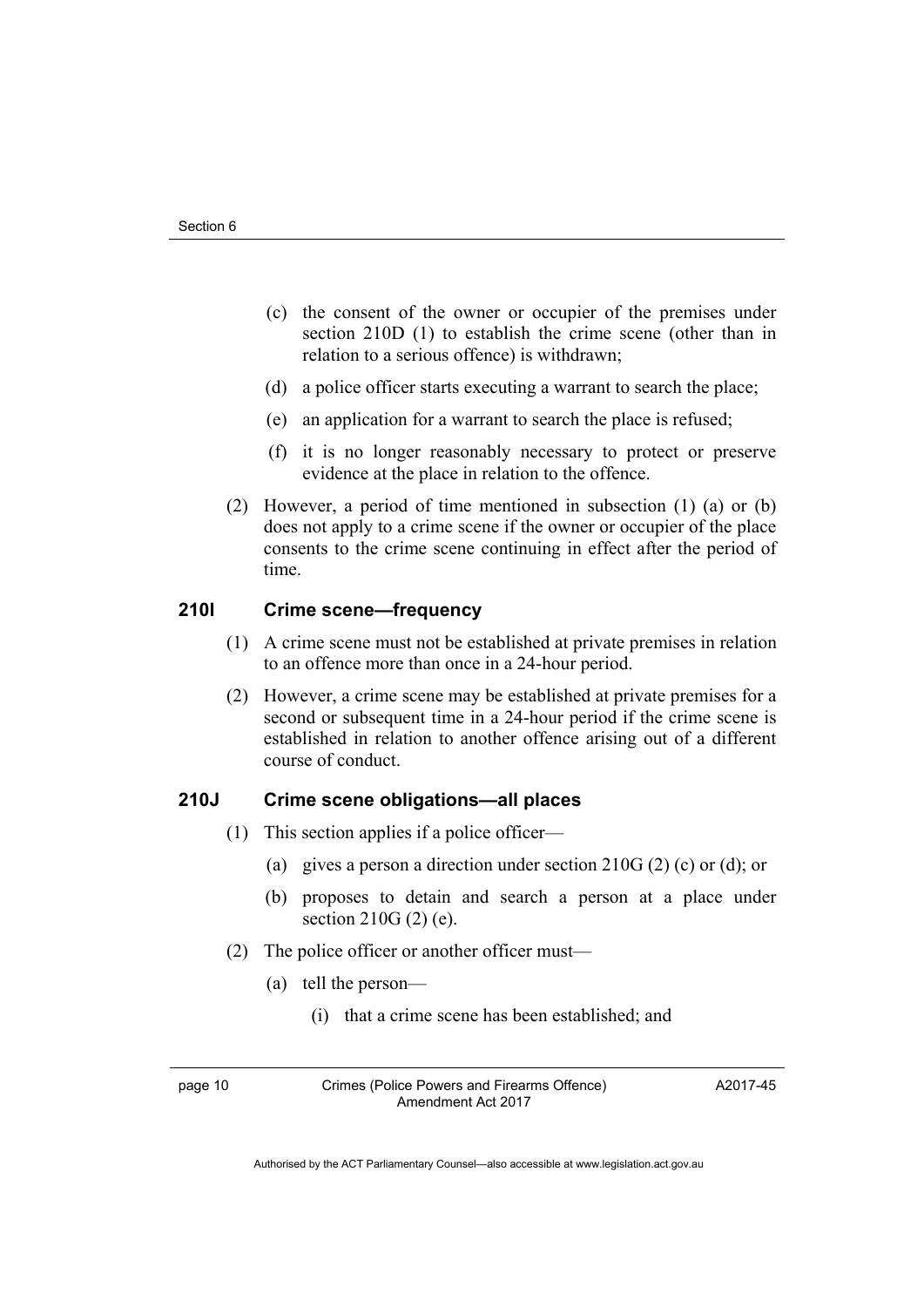(c) the consent of the owner or occupier of the premises under section 210D (1) to establish the crime scene (other than in relation to a serious offence) is withdrawn;

(d) a police officer starts executing a warrant to search the place;

(e) an application for a warrant to search the place is refused;

(f) it is no longer reasonably necessary to protect or preserve evidence at the place in relation to the offence.

(2) However, a period of time mentioned in subsection (1) (a) or (b) does not apply to a crime scene if the owner or occupier of the place consents to the crime scene continuing in effect after the period of time.

### 210I Crime scene—frequency

(1) A crime scene must not be established at private premises in relation to an offence more than once in a 24-hour period.

(2) However, a crime scene may be established at private premises for a second or subsequent time in a 24-hour period if the crime scene is established in relation to another offence arising out of a different course of conduct.

### 210J Crime scene obligations—all places

(1) This section applies if a police officer—

(a) gives a person a direction under section 210G (2) (c) or (d); or

(b) proposes to detain and search a person at a place under section 210G (2) (e).

(2) The police officer or another officer must—

(a) tell the person—

(i) that a crime scene has been established; and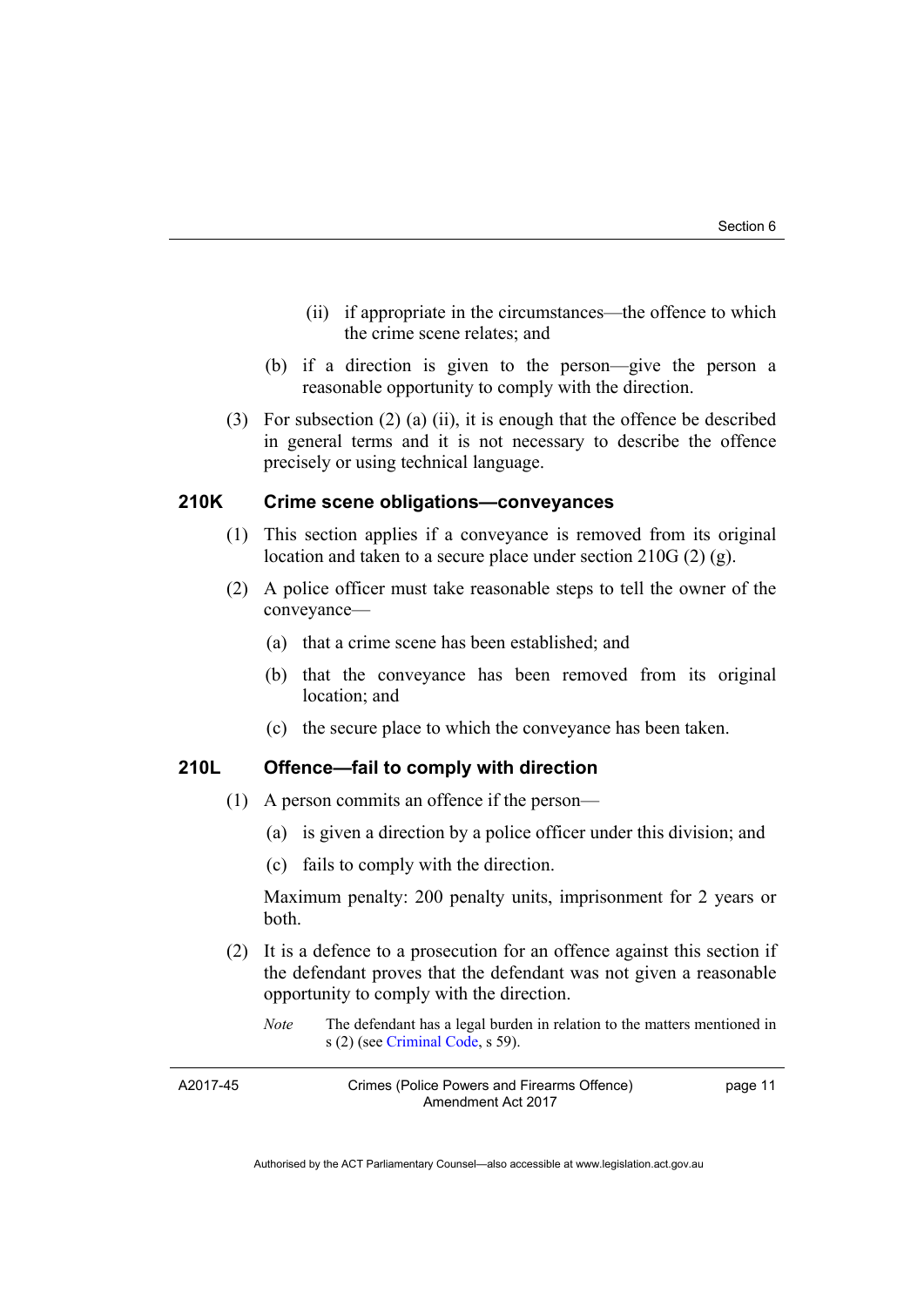(ii) if appropriate in the circumstances—the offence to which the crime scene relates; and

(b) if a direction is given to the person—give the person a reasonable opportunity to comply with the direction.

(3) For subsection (2) (a) (ii), it is enough that the offence be described in general terms and it is not necessary to describe the offence precisely or using technical language.

### 210K Crime scene obligations—conveyances

(1) This section applies if a conveyance is removed from its original location and taken to a secure place under section 210G (2) (g).

(2) A police officer must take reasonable steps to tell the owner of the conveyance—

(a) that a crime scene has been established; and

(b) that the conveyance has been removed from its original location; and

(c) the secure place to which the conveyance has been taken.

### 210L Offence—fail to comply with direction

(1) A person commits an offence if the person—

(a) is given a direction by a police officer under this division; and

(c) fails to comply with the direction.

Maximum penalty: 200 penalty units, imprisonment for 2 years or both.

(2) It is a defence to a prosecution for an offence against this section if the defendant proves that the defendant was not given a reasonable opportunity to comply with the direction.

*Note* The defendant has a legal burden in relation to the matters mentioned in s (2) (see Criminal Code, s 59).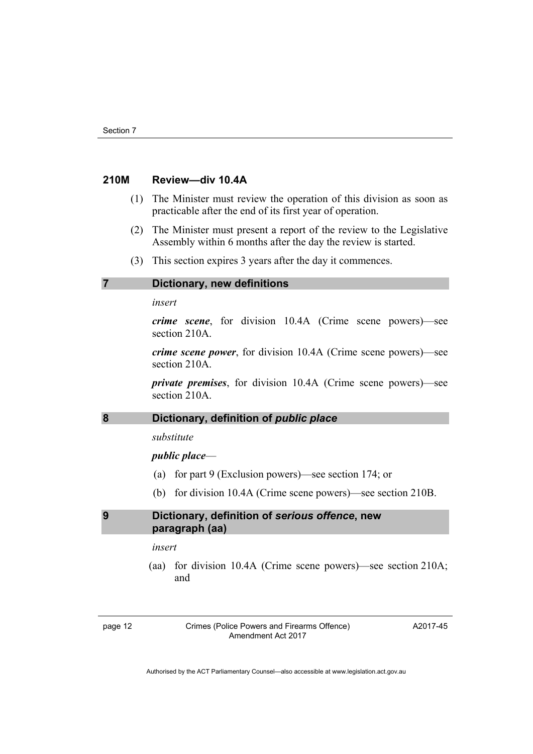### 210M Review—div 10.4A

(1) The Minister must review the operation of this division as soon as practicable after the end of its first year of operation.

(2) The Minister must present a report of the review to the Legislative Assembly within 6 months after the day the review is started.

(3) This section expires 3 years after the day it commences.

## 7 Dictionary, new definitions

*insert*

***crime scene***, for division 10.4A (Crime scene powers)—see section 210A.

***crime scene power***, for division 10.4A (Crime scene powers)—see section 210A.

***private premises***, for division 10.4A (Crime scene powers)—see section 210A.

## 8 Dictionary, definition of *public place*

*substitute*

***public place***—

(a) for part 9 (Exclusion powers)—see section 174; or

(b) for division 10.4A (Crime scene powers)—see section 210B.

## 9 Dictionary, definition of *serious offence*, new paragraph (aa)

*insert*

(aa) for division 10.4A (Crime scene powers)—see section 210A; and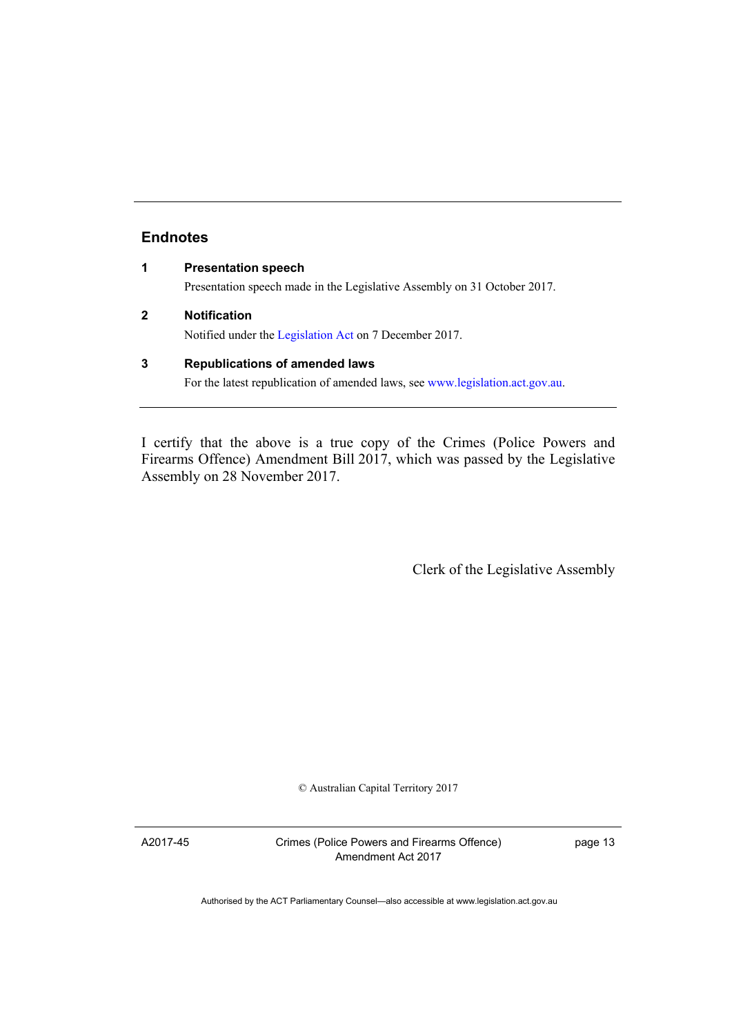## Endnotes

**1 Presentation speech**

Presentation speech made in the Legislative Assembly on 31 October 2017.

**2 Notification**

Notified under the Legislation Act on 7 December 2017.

**3 Republications of amended laws**

For the latest republication of amended laws, see www.legislation.act.gov.au.

I certify that the above is a true copy of the Crimes (Police Powers and Firearms Offence) Amendment Bill 2017, which was passed by the Legislative Assembly on 28 November 2017.

Clerk of the Legislative Assembly

© Australian Capital Territory 2017